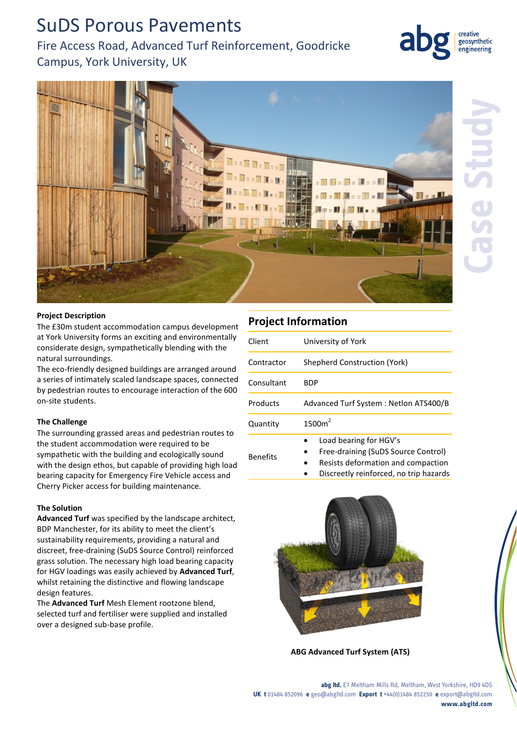# SuDS Porous Pavements

## Fire Access Road, Advanced Turf Reinforcement, Goodricke Campus, York University, UK

Case Study

**Project Description**

The £30m student accommodation campus development at York University forms an exciting and environmentally considerate design, sympathetically blending with the natural surroundings.

The eco-friendly designed buildings are arranged around a series of intimately scaled landscape spaces, connected by pedestrian routes to encourage interaction of the 600 on-site students.

**The Challenge**

The surrounding grassed areas and pedestrian routes to the student accommodation were required to be sympathetic with the building and ecologically sound with the design ethos, but capable of providing high load bearing capacity for Emergency Fire Vehicle access and Cherry Picker access for building maintenance.

**The Solution**

**Advanced Turf** was specified by the landscape architect, BDP Manchester, for its ability to meet the client's sustainability requirements, providing a natural and discreet, free-draining (SuDS Source Control) reinforced grass solution. The necessary high load bearing capacity for HGV loadings was easily achieved by **Advanced Turf**, whilst retaining the distinctive and flowing landscape design features.

The **Advanced Turf** Mesh Element rootzone blend, selected turf and fertiliser were supplied and installed over a designed sub-base profile.

## Project Information

| | |
|---|---|
| Client | University of York |
| Contractor | Shepherd Construction (York) |
| Consultant | BDP |
| Products | Advanced Turf System : Netlon ATS400/B |
| Quantity | 1500m$^2$ |
| Benefits | • Load bearing for HGV's<br>• Free-draining (SuDS Source Control)<br>• Resists deformation and compaction<br>• Discreetly reinforced, no trip hazards |

**ABG Advanced Turf System (ATS)**

**abg ltd.** E7 Meltham Mills Rd, Meltham, West Yorkshire, HD9 4DS
**UK t** 01484 852096 **e** geo@abgltd.com **Export t** +44(0)1484 852250 **e** export@abgltd.com
**www.abgltd.com**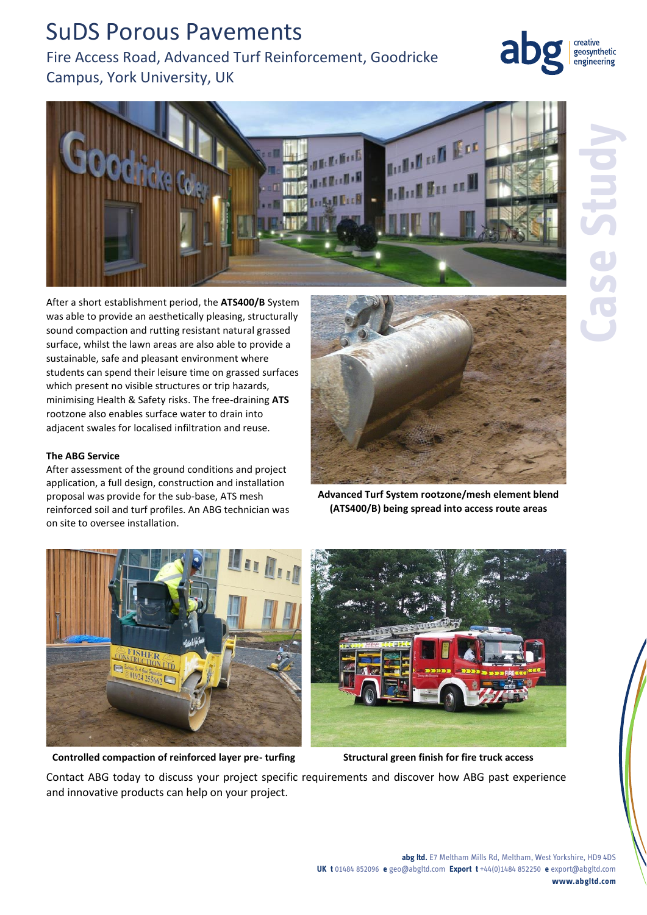# SuDS Porous Pavements

Fire Access Road, Advanced Turf Reinforcement, Goodricke Campus, York University, UK

After a short establishment period, the **ATS400/B** System was able to provide an aesthetically pleasing, structurally sound compaction and rutting resistant natural grassed surface, whilst the lawn areas are also able to provide a sustainable, safe and pleasant environment where students can spend their leisure time on grassed surfaces which present no visible structures or trip hazards, minimising Health & Safety risks. The free-draining **ATS** rootzone also enables surface water to drain into adjacent swales for localised infiltration and reuse.

**The ABG Service**

After assessment of the ground conditions and project application, a full design, construction and installation proposal was provide for the sub-base, ATS mesh reinforced soil and turf profiles. An ABG technician was on site to oversee installation.

**Advanced Turf System rootzone/mesh element blend (ATS400/B) being spread into access route areas**

**Controlled compaction of reinforced layer pre- turfing**

**Structural green finish for fire truck access**

Contact ABG today to discuss your project specific requirements and discover how ABG past experience and innovative products can help on your project.

**abg ltd.** E7 Meltham Mills Rd, Meltham, West Yorkshire, HD9 4DS
**UK t** 01484 852096 **e** geo@abgltd.com **Export t** +44(0)1484 852250 **e** export@abgltd.com
**www.abgltd.com**